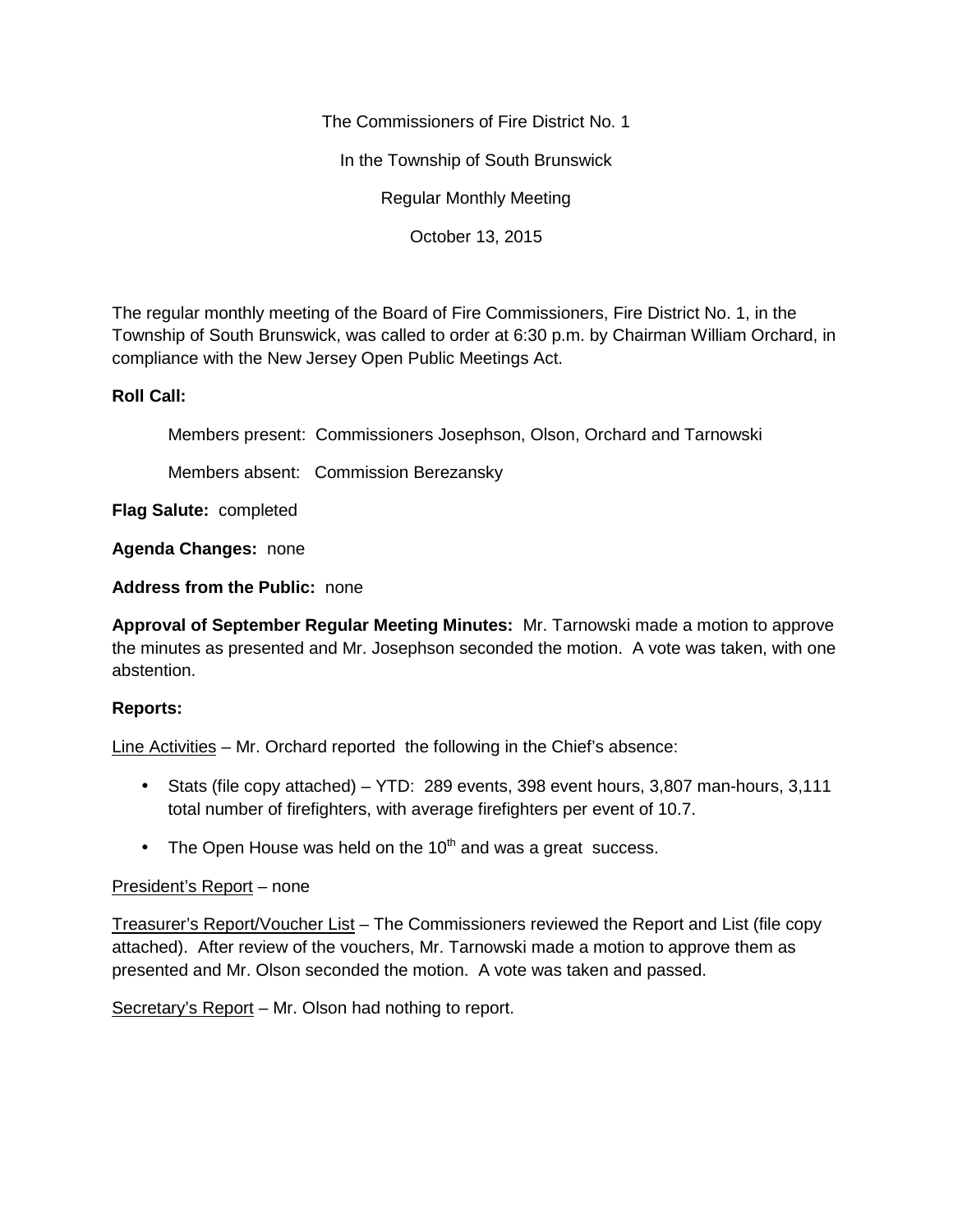The Commissioners of Fire District No. 1

In the Township of South Brunswick

Regular Monthly Meeting

October 13, 2015

The regular monthly meeting of the Board of Fire Commissioners, Fire District No. 1, in the Township of South Brunswick, was called to order at 6:30 p.m. by Chairman William Orchard, in compliance with the New Jersey Open Public Meetings Act.

**Roll Call:**

Members present: Commissioners Josephson, Olson, Orchard and Tarnowski

Members absent: Commission Berezansky

**Flag Salute:** completed

**Agenda Changes:** none

**Address from the Public:** none

**Approval of September Regular Meeting Minutes:** Mr. Tarnowski made a motion to approve the minutes as presented and Mr. Josephson seconded the motion. A vote was taken, with one abstention.

**Reports:**

Line Activities – Mr. Orchard reported the following in the Chief's absence:

- Stats (file copy attached) – YTD: 289 events, 398 event hours, 3,807 man-hours, 3,111 total number of firefighters, with average firefighters per event of 10.7.
- The Open House was held on the 10th and was a great success.

President's Report – none

Treasurer's Report/Voucher List – The Commissioners reviewed the Report and List (file copy attached). After review of the vouchers, Mr. Tarnowski made a motion to approve them as presented and Mr. Olson seconded the motion. A vote was taken and passed.

Secretary's Report – Mr. Olson had nothing to report.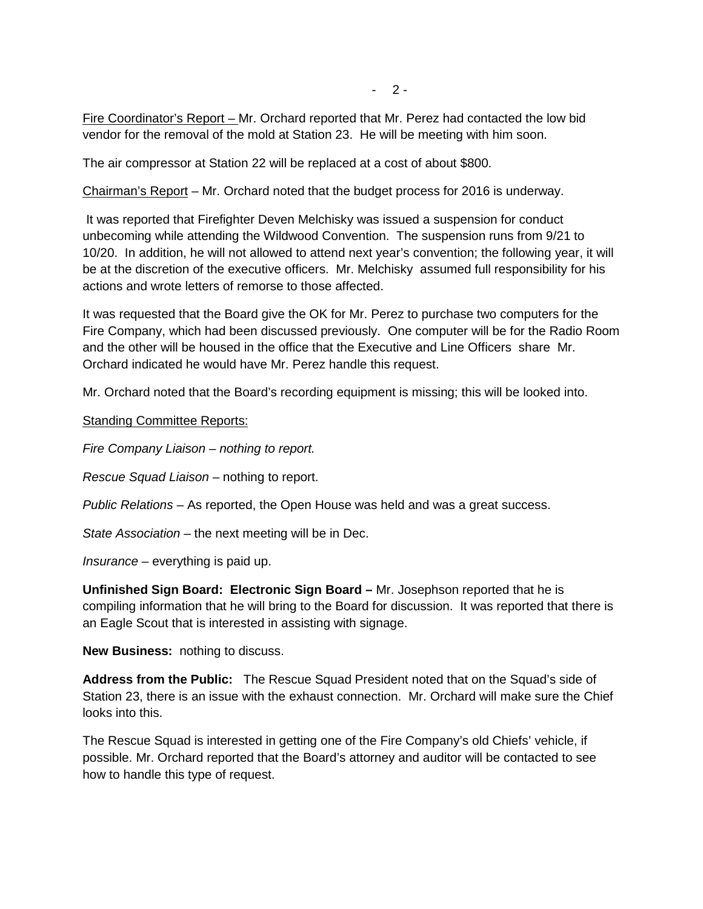Fire Coordinator's Report – Mr. Orchard reported that Mr. Perez had contacted the low bid vendor for the removal of the mold at Station 23. He will be meeting with him soon.

The air compressor at Station 22 will be replaced at a cost of about $800.

Chairman's Report – Mr. Orchard noted that the budget process for 2016 is underway.

It was reported that Firefighter Deven Melchisky was issued a suspension for conduct unbecoming while attending the Wildwood Convention. The suspension runs from 9/21 to 10/20. In addition, he will not allowed to attend next year's convention; the following year, it will be at the discretion of the executive officers. Mr. Melchisky assumed full responsibility for his actions and wrote letters of remorse to those affected.

It was requested that the Board give the OK for Mr. Perez to purchase two computers for the Fire Company, which had been discussed previously. One computer will be for the Radio Room and the other will be housed in the office that the Executive and Line Officers share Mr. Orchard indicated he would have Mr. Perez handle this request.

Mr. Orchard noted that the Board's recording equipment is missing; this will be looked into.

Standing Committee Reports:

*Fire Company Liaison – nothing to report.*

*Rescue Squad Liaison* – nothing to report.

*Public Relations* – As reported, the Open House was held and was a great success.

*State Association* – the next meeting will be in Dec.

*Insurance* – everything is paid up.

**Unfinished Sign Board: Electronic Sign Board –** Mr. Josephson reported that he is compiling information that he will bring to the Board for discussion. It was reported that there is an Eagle Scout that is interested in assisting with signage.

**New Business:** nothing to discuss.

**Address from the Public:** The Rescue Squad President noted that on the Squad's side of Station 23, there is an issue with the exhaust connection. Mr. Orchard will make sure the Chief looks into this.

The Rescue Squad is interested in getting one of the Fire Company's old Chiefs' vehicle, if possible. Mr. Orchard reported that the Board's attorney and auditor will be contacted to see how to handle this type of request.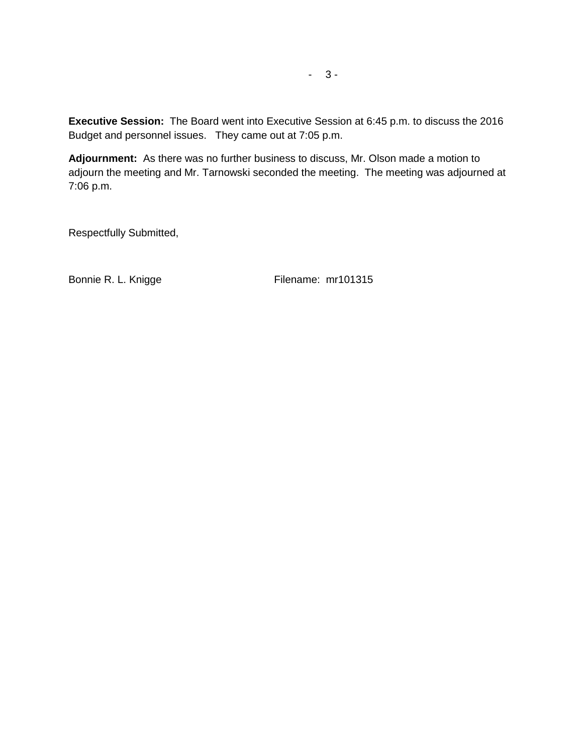**Executive Session:** The Board went into Executive Session at 6:45 p.m. to discuss the 2016 Budget and personnel issues. They came out at 7:05 p.m.

**Adjournment:** As there was no further business to discuss, Mr. Olson made a motion to adjourn the meeting and Mr. Tarnowski seconded the meeting. The meeting was adjourned at 7:06 p.m.

Respectfully Submitted,

Bonnie R. L. Knigge Filename: mr101315